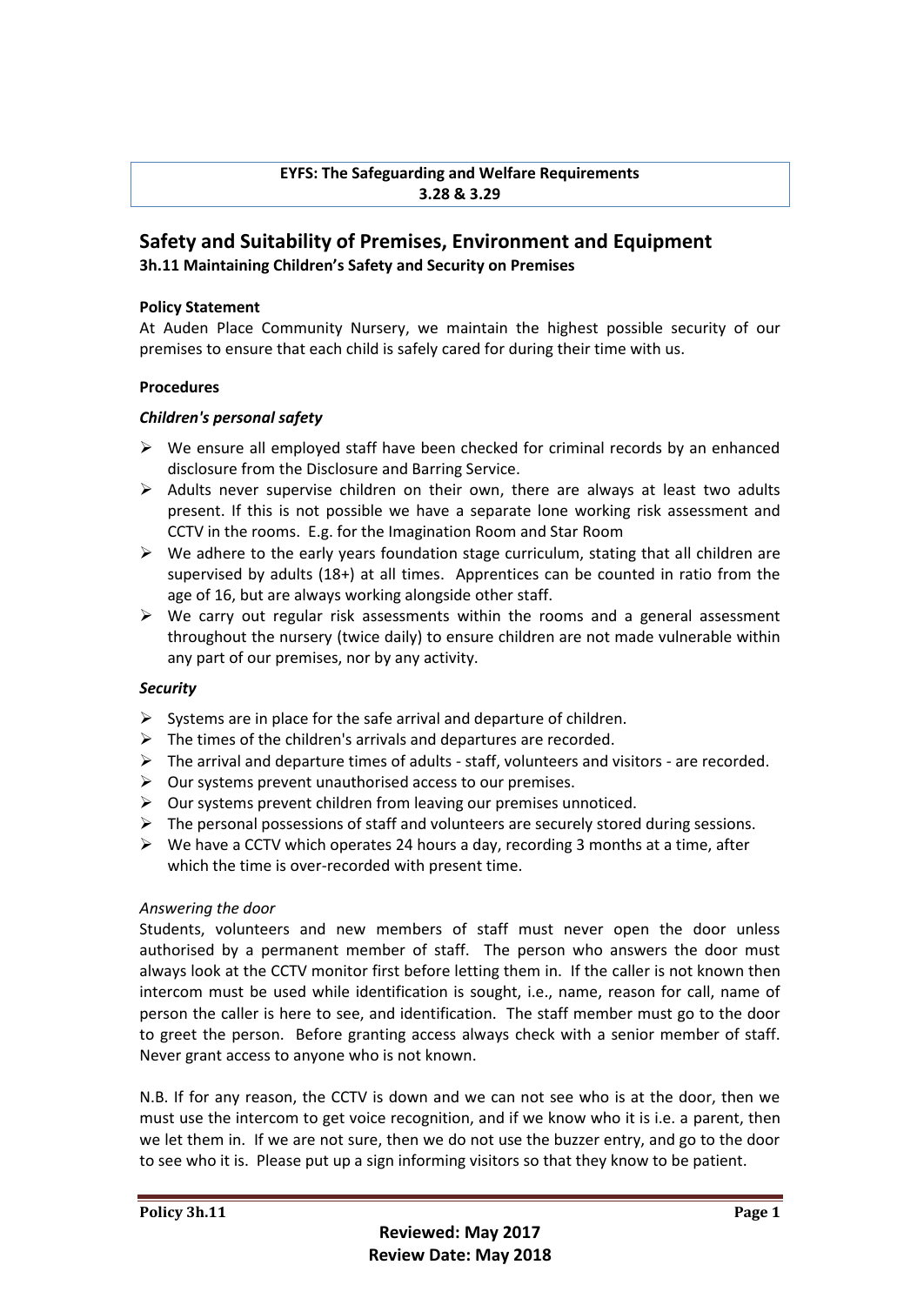**EYFS: The Safeguarding and Welfare Requirements**
**3.28 & 3.29**

# Safety and Suitability of Premises, Environment and Equipment

### 3h.11 Maintaining Children's Safety and Security on Premises

**Policy Statement**

At Auden Place Community Nursery, we maintain the highest possible security of our premises to ensure that each child is safely cared for during their time with us.

**Procedures**

***Children's personal safety***

- We ensure all employed staff have been checked for criminal records by an enhanced disclosure from the Disclosure and Barring Service.
- Adults never supervise children on their own, there are always at least two adults present. If this is not possible we have a separate lone working risk assessment and CCTV in the rooms. E.g. for the Imagination Room and Star Room
- We adhere to the early years foundation stage curriculum, stating that all children are supervised by adults (18+) at all times. Apprentices can be counted in ratio from the age of 16, but are always working alongside other staff.
- We carry out regular risk assessments within the rooms and a general assessment throughout the nursery (twice daily) to ensure children are not made vulnerable within any part of our premises, nor by any activity.

***Security***

- Systems are in place for the safe arrival and departure of children.
- The times of the children's arrivals and departures are recorded.
- The arrival and departure times of adults - staff, volunteers and visitors - are recorded.
- Our systems prevent unauthorised access to our premises.
- Our systems prevent children from leaving our premises unnoticed.
- The personal possessions of staff and volunteers are securely stored during sessions.
- We have a CCTV which operates 24 hours a day, recording 3 months at a time, after which the time is over-recorded with present time.

*Answering the door*

Students, volunteers and new members of staff must never open the door unless authorised by a permanent member of staff. The person who answers the door must always look at the CCTV monitor first before letting them in. If the caller is not known then intercom must be used while identification is sought, i.e., name, reason for call, name of person the caller is here to see, and identification. The staff member must go to the door to greet the person. Before granting access always check with a senior member of staff. Never grant access to anyone who is not known.

N.B. If for any reason, the CCTV is down and we can not see who is at the door, then we must use the intercom to get voice recognition, and if we know who it is i.e. a parent, then we let them in. If we are not sure, then we do not use the buzzer entry, and go to the door to see who it is. Please put up a sign informing visitors so that they know to be patient.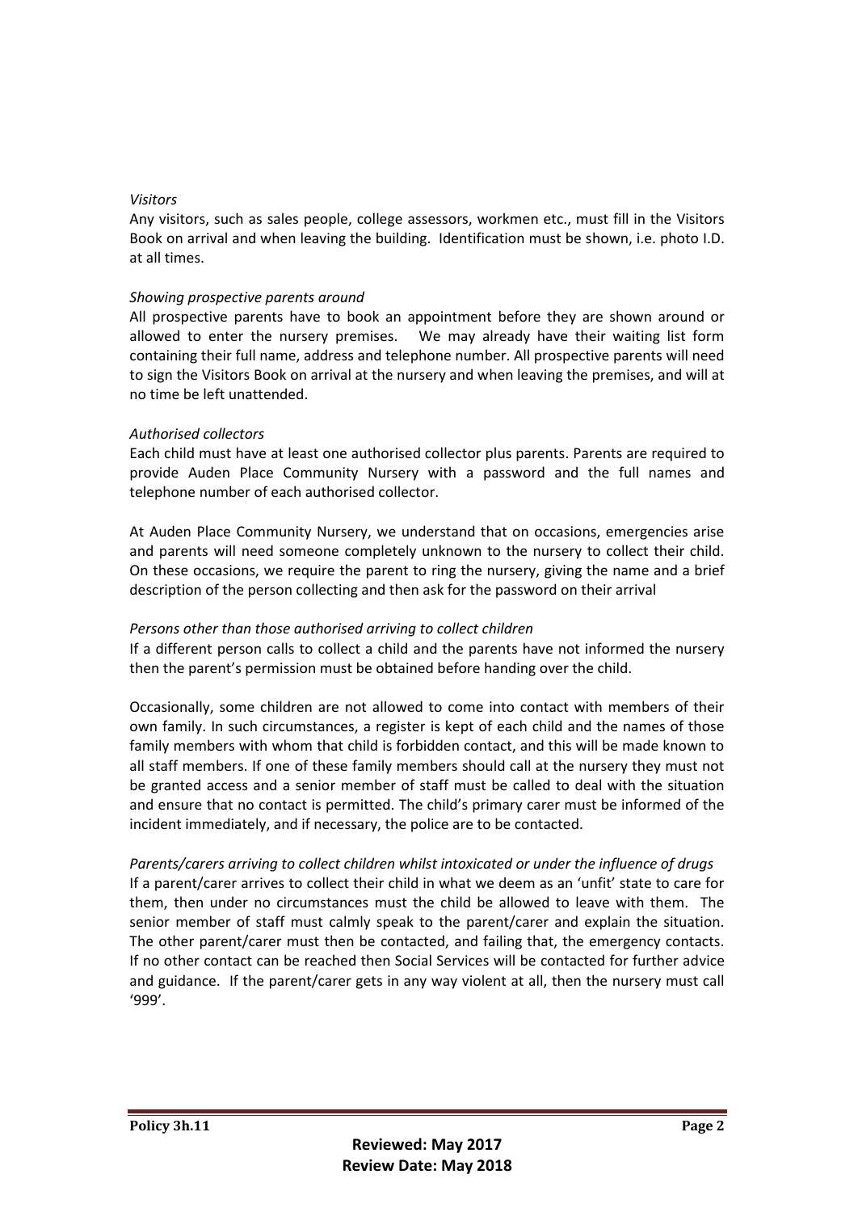*Visitors*

Any visitors, such as sales people, college assessors, workmen etc., must fill in the Visitors Book on arrival and when leaving the building. Identification must be shown, i.e. photo I.D. at all times.

*Showing prospective parents around*

All prospective parents have to book an appointment before they are shown around or allowed to enter the nursery premises. We may already have their waiting list form containing their full name, address and telephone number. All prospective parents will need to sign the Visitors Book on arrival at the nursery and when leaving the premises, and will at no time be left unattended.

*Authorised collectors*

Each child must have at least one authorised collector plus parents. Parents are required to provide Auden Place Community Nursery with a password and the full names and telephone number of each authorised collector.

At Auden Place Community Nursery, we understand that on occasions, emergencies arise and parents will need someone completely unknown to the nursery to collect their child. On these occasions, we require the parent to ring the nursery, giving the name and a brief description of the person collecting and then ask for the password on their arrival

*Persons other than those authorised arriving to collect children*

If a different person calls to collect a child and the parents have not informed the nursery then the parent's permission must be obtained before handing over the child.

Occasionally, some children are not allowed to come into contact with members of their own family. In such circumstances, a register is kept of each child and the names of those family members with whom that child is forbidden contact, and this will be made known to all staff members. If one of these family members should call at the nursery they must not be granted access and a senior member of staff must be called to deal with the situation and ensure that no contact is permitted. The child's primary carer must be informed of the incident immediately, and if necessary, the police are to be contacted.

*Parents/carers arriving to collect children whilst intoxicated or under the influence of drugs*

If a parent/carer arrives to collect their child in what we deem as an 'unfit' state to care for them, then under no circumstances must the child be allowed to leave with them. The senior member of staff must calmly speak to the parent/carer and explain the situation. The other parent/carer must then be contacted, and failing that, the emergency contacts. If no other contact can be reached then Social Services will be contacted for further advice and guidance. If the parent/carer gets in any way violent at all, then the nursery must call '999'.

**Policy 3h.11**

**Reviewed: May 2017**
**Review Date: May 2018**